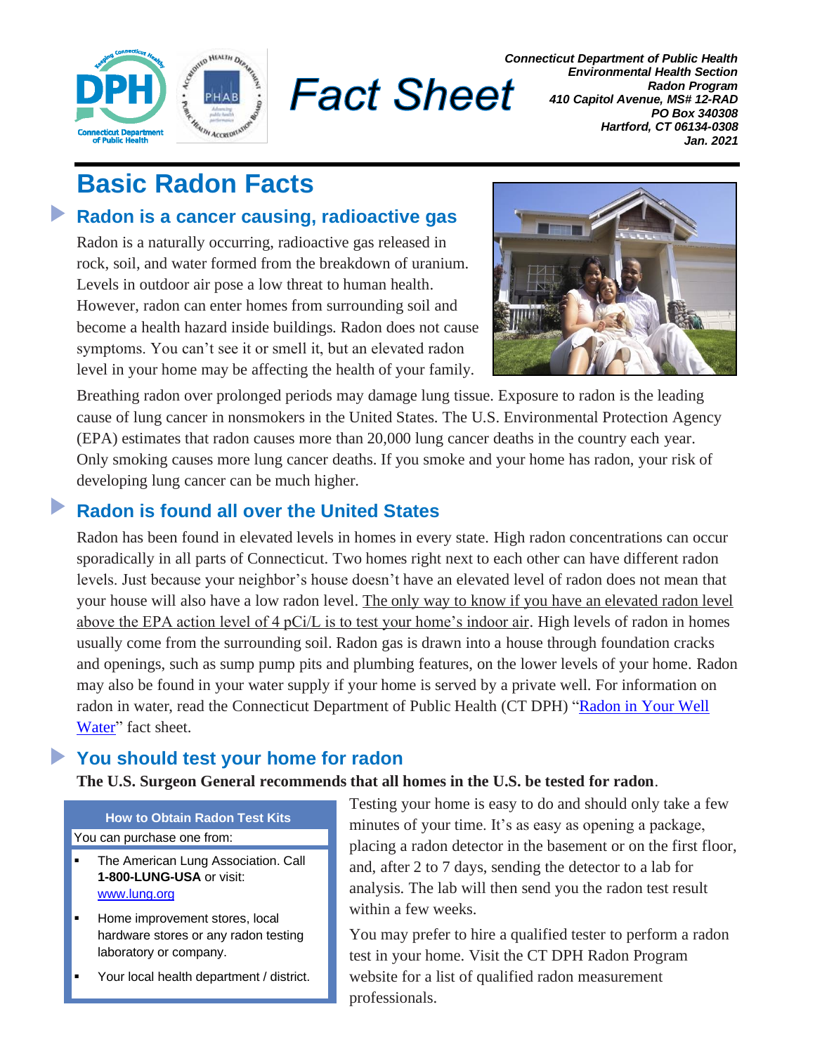*Connecticut Department of Public Health*
*Environmental Health Section*
*Radon Program*
*410 Capitol Avenue, MS# 12-RAD*
*PO Box 340308*
*Hartford, CT 06134-0308*
*Jan. 2021*

# Fact Sheet

# Basic Radon Facts

## Radon is a cancer causing, radioactive gas

Radon is a naturally occurring, radioactive gas released in rock, soil, and water formed from the breakdown of uranium. Levels in outdoor air pose a low threat to human health. However, radon can enter homes from surrounding soil and become a health hazard inside buildings. Radon does not cause symptoms. You can't see it or smell it, but an elevated radon level in your home may be affecting the health of your family.

Breathing radon over prolonged periods may damage lung tissue. Exposure to radon is the leading cause of lung cancer in nonsmokers in the United States. The U.S. Environmental Protection Agency (EPA) estimates that radon causes more than 20,000 lung cancer deaths in the country each year. Only smoking causes more lung cancer deaths. If you smoke and your home has radon, your risk of developing lung cancer can be much higher.

## Radon is found all over the United States

Radon has been found in elevated levels in homes in every state. High radon concentrations can occur sporadically in all parts of Connecticut. Two homes right next to each other can have different radon levels. Just because your neighbor's house doesn't have an elevated level of radon does not mean that your house will also have a low radon level. The only way to know if you have an elevated radon level above the EPA action level of 4 pCi/L is to test your home's indoor air. High levels of radon in homes usually come from the surrounding soil. Radon gas is drawn into a house through foundation cracks and openings, such as sump pump pits and plumbing features, on the lower levels of your home. Radon may also be found in your water supply if your home is served by a private well. For information on radon in water, read the Connecticut Department of Public Health (CT DPH) "Radon in Your Well Water" fact sheet.

## You should test your home for radon

**The U.S. Surgeon General recommends that all homes in the U.S. be tested for radon**.

**How to Obtain Radon Test Kits**

You can purchase one from:

- The American Lung Association. Call **1-800-LUNG-USA** or visit: www.lung.org
- Home improvement stores, local hardware stores or any radon testing laboratory or company.
- Your local health department / district.

Testing your home is easy to do and should only take a few minutes of your time. It's as easy as opening a package, placing a radon detector in the basement or on the first floor, and, after 2 to 7 days, sending the detector to a lab for analysis. The lab will then send you the radon test result within a few weeks.

You may prefer to hire a qualified tester to perform a radon test in your home. Visit the CT DPH Radon Program website for a list of qualified radon measurement professionals.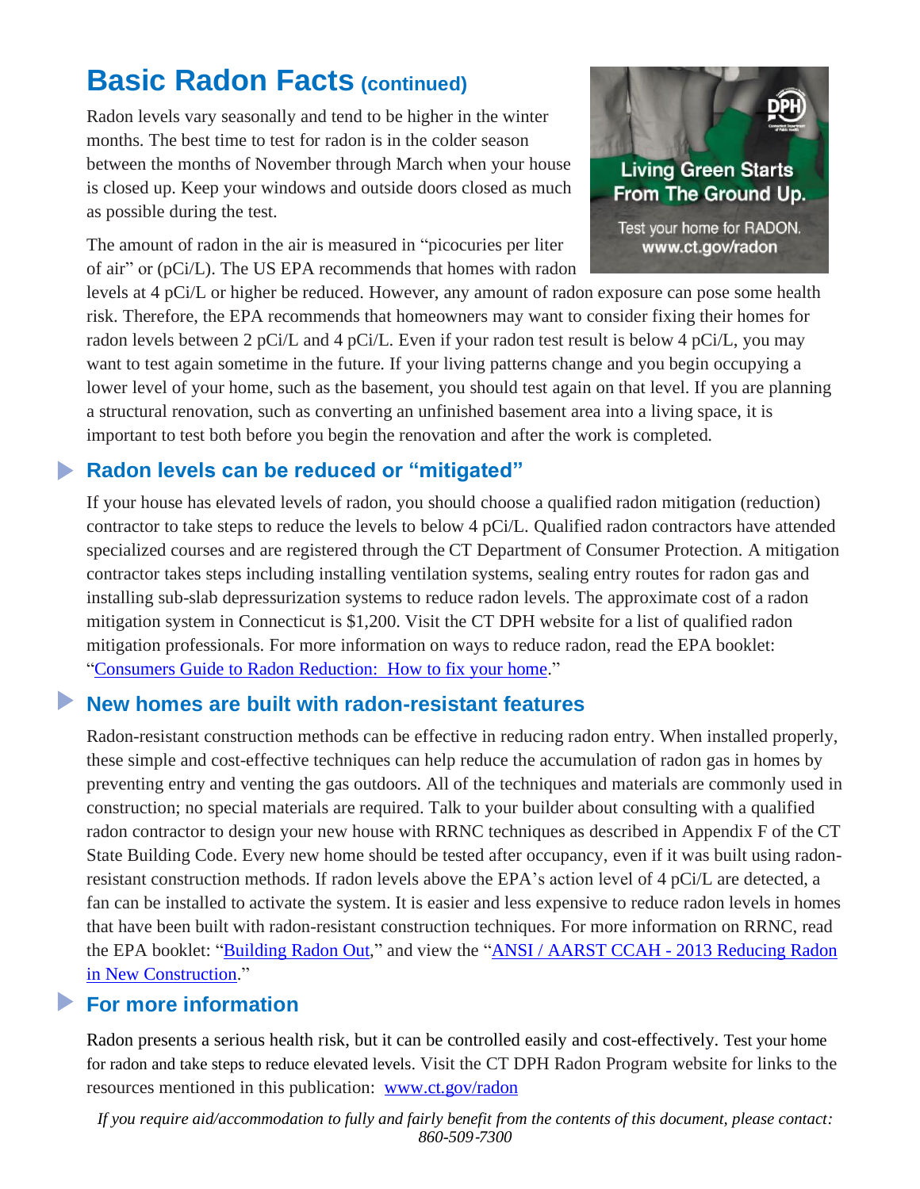# Basic Radon Facts (continued)

Radon levels vary seasonally and tend to be higher in the winter months. The best time to test for radon is in the colder season between the months of November through March when your house is closed up. Keep your windows and outside doors closed as much as possible during the test.

Living Green Starts From The Ground Up.

Test your home for RADON. www.ct.gov/radon

The amount of radon in the air is measured in "picocuries per liter of air" or (pCi/L). The US EPA recommends that homes with radon levels at 4 pCi/L or higher be reduced. However, any amount of radon exposure can pose some health risk. Therefore, the EPA recommends that homeowners may want to consider fixing their homes for radon levels between 2 pCi/L and 4 pCi/L. Even if your radon test result is below 4 pCi/L, you may want to test again sometime in the future. If your living patterns change and you begin occupying a lower level of your home, such as the basement, you should test again on that level. If you are planning a structural renovation, such as converting an unfinished basement area into a living space, it is important to test both before you begin the renovation and after the work is completed.

## Radon levels can be reduced or "mitigated"

If your house has elevated levels of radon, you should choose a qualified radon mitigation (reduction) contractor to take steps to reduce the levels to below 4 pCi/L. Qualified radon contractors have attended specialized courses and are registered through the CT Department of Consumer Protection. A mitigation contractor takes steps including installing ventilation systems, sealing entry routes for radon gas and installing sub-slab depressurization systems to reduce radon levels. The approximate cost of a radon mitigation system in Connecticut is $1,200. Visit the CT DPH website for a list of qualified radon mitigation professionals. For more information on ways to reduce radon, read the EPA booklet: "Consumers Guide to Radon Reduction: How to fix your home."

## New homes are built with radon-resistant features

Radon-resistant construction methods can be effective in reducing radon entry. When installed properly, these simple and cost-effective techniques can help reduce the accumulation of radon gas in homes by preventing entry and venting the gas outdoors. All of the techniques and materials are commonly used in construction; no special materials are required. Talk to your builder about consulting with a qualified radon contractor to design your new house with RRNC techniques as described in Appendix F of the CT State Building Code. Every new home should be tested after occupancy, even if it was built using radon-resistant construction methods. If radon levels above the EPA's action level of 4 pCi/L are detected, a fan can be installed to activate the system. It is easier and less expensive to reduce radon levels in homes that have been built with radon-resistant construction techniques. For more information on RRNC, read the EPA booklet: "Building Radon Out," and view the "ANSI / AARST CCAH - 2013 Reducing Radon in New Construction."

## For more information

Radon presents a serious health risk, but it can be controlled easily and cost-effectively. Test your home for radon and take steps to reduce elevated levels. Visit the CT DPH Radon Program website for links to the resources mentioned in this publication: www.ct.gov/radon

*If you require aid/accommodation to fully and fairly benefit from the contents of this document, please contact: 860-509-7300*